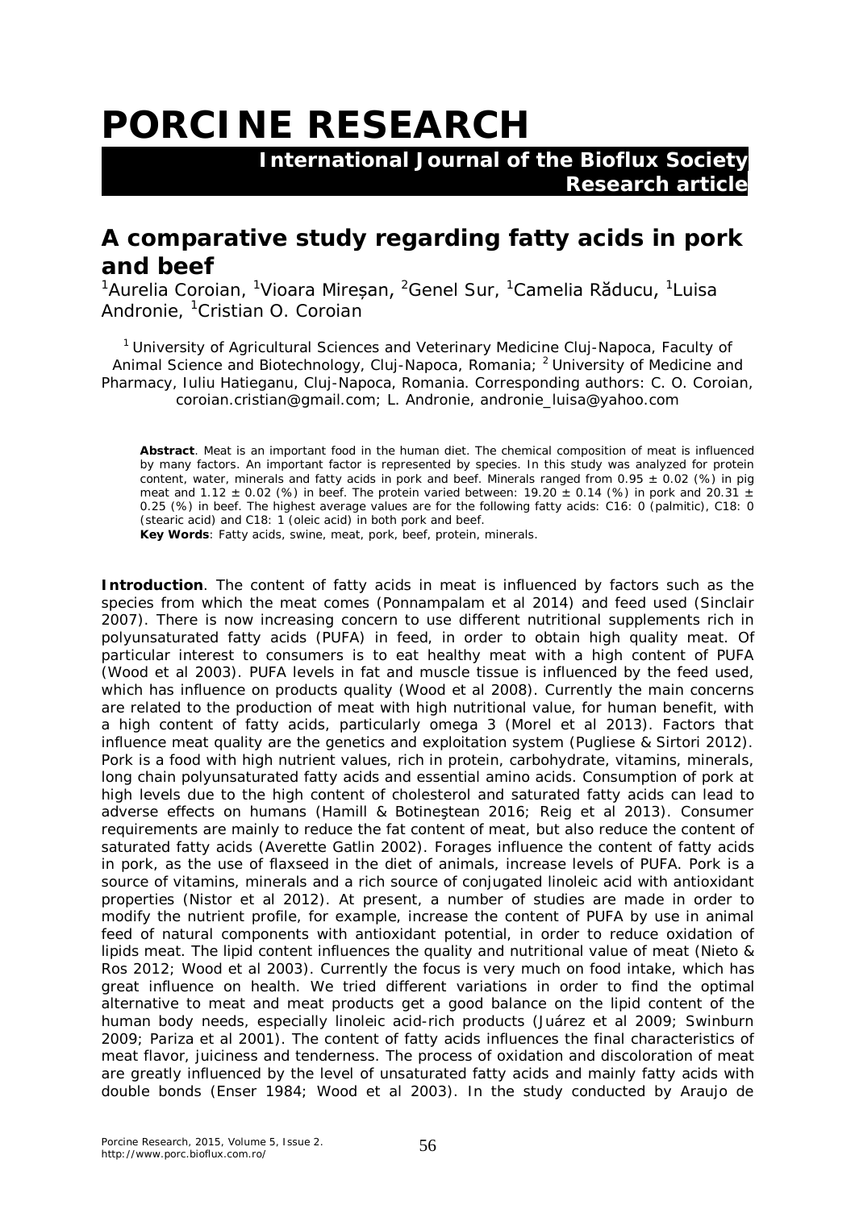# PORCINE RESEARCH

**International Journal of the Bioflux Society**
**Research article**

## A comparative study regarding fatty acids in pork and beef

[1]Aurelia Coroian, [1]Vioara Mireșan, [2]Genel Sur, [1]Camelia Răducu, [1]Luisa Andronie, [1]Cristian O. Coroian

[1] University of Agricultural Sciences and Veterinary Medicine Cluj-Napoca, Faculty of Animal Science and Biotechnology, Cluj-Napoca, Romania; [2] University of Medicine and Pharmacy, Iuliu Hatieganu, Cluj-Napoca, Romania. Corresponding authors: C. O. Coroian, coroian.cristian@gmail.com; L. Andronie, andronie_luisa@yahoo.com

**Abstract**. Meat is an important food in the human diet. The chemical composition of meat is influenced by many factors. An important factor is represented by species. In this study was analyzed for protein content, water, minerals and fatty acids in pork and beef. Minerals ranged from 0.95 ± 0.02 (%) in pig meat and 1.12 ± 0.02 (%) in beef. The protein varied between: 19.20 ± 0.14 (%) in pork and 20.31 ± 0.25 (%) in beef. The highest average values are for the following fatty acids: C16: 0 (palmitic), C18: 0 (stearic acid) and C18: 1 (oleic acid) in both pork and beef.

**Key Words**: Fatty acids, swine, meat, pork, beef, protein, minerals.

**Introduction**. The content of fatty acids in meat is influenced by factors such as the species from which the meat comes (Ponnampalam et al 2014) and feed used (Sinclair 2007). There is now increasing concern to use different nutritional supplements rich in polyunsaturated fatty acids (PUFA) in feed, in order to obtain high quality meat. Of particular interest to consumers is to eat healthy meat with a high content of PUFA (Wood et al 2003). PUFA levels in fat and muscle tissue is influenced by the feed used, which has influence on products quality (Wood et al 2008). Currently the main concerns are related to the production of meat with high nutritional value, for human benefit, with a high content of fatty acids, particularly omega 3 (Morel et al 2013). Factors that influence meat quality are the genetics and exploitation system (Pugliese & Sirtori 2012). Pork is a food with high nutrient values, rich in protein, carbohydrate, vitamins, minerals, long chain polyunsaturated fatty acids and essential amino acids. Consumption of pork at high levels due to the high content of cholesterol and saturated fatty acids can lead to adverse effects on humans (Hamill & Botineştean 2016; Reig et al 2013). Consumer requirements are mainly to reduce the fat content of meat, but also reduce the content of saturated fatty acids (Averette Gatlin 2002). Forages influence the content of fatty acids in pork, as the use of flaxseed in the diet of animals, increase levels of PUFA. Pork is a source of vitamins, minerals and a rich source of conjugated linoleic acid with antioxidant properties (Nistor et al 2012). At present, a number of studies are made in order to modify the nutrient profile, for example, increase the content of PUFA by use in animal feed of natural components with antioxidant potential, in order to reduce oxidation of lipids meat. The lipid content influences the quality and nutritional value of meat (Nieto & Ros 2012; Wood et al 2003). Currently the focus is very much on food intake, which has great influence on health. We tried different variations in order to find the optimal alternative to meat and meat products get a good balance on the lipid content of the human body needs, especially linoleic acid-rich products (Juárez et al 2009; Swinburn 2009; Pariza et al 2001). The content of fatty acids influences the final characteristics of meat flavor, juiciness and tenderness. The process of oxidation and discoloration of meat are greatly influenced by the level of unsaturated fatty acids and mainly fatty acids with double bonds (Enser 1984; Wood et al 2003). In the study conducted by Araujo de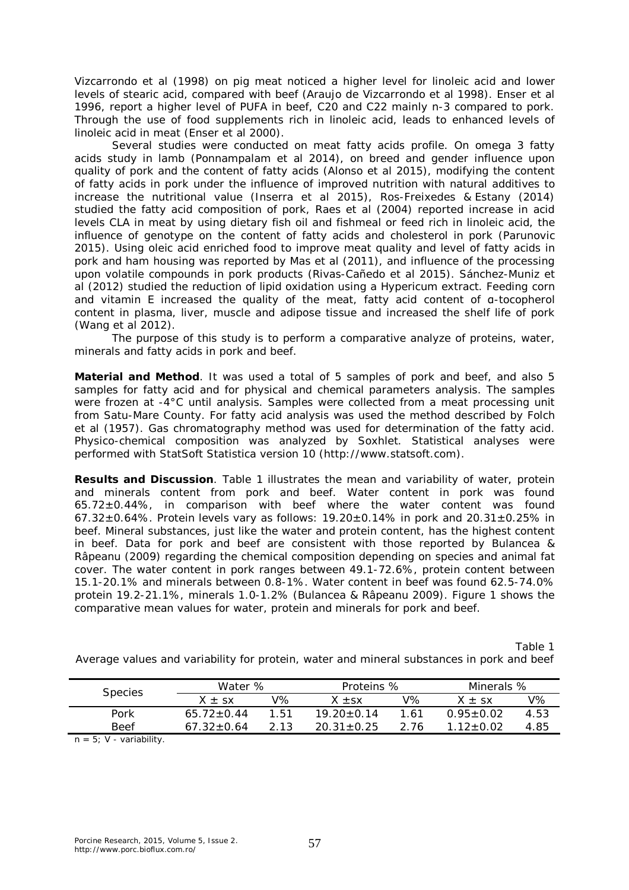Vizcarrondo et al (1998) on pig meat noticed a higher level for linoleic acid and lower levels of stearic acid, compared with beef (Araujo de Vizcarrondo et al 1998). Enser et al 1996, report a higher level of PUFA in beef, C20 and C22 mainly n-3 compared to pork. Through the use of food supplements rich in linoleic acid, leads to enhanced levels of linoleic acid in meat (Enser et al 2000).

Several studies were conducted on meat fatty acids profile. On omega 3 fatty acids study in lamb (Ponnampalam et al 2014), on breed and gender influence upon quality of pork and the content of fatty acids (Alonso et al 2015), modifying the content of fatty acids in pork under the influence of improved nutrition with natural additives to increase the nutritional value (Inserra et al 2015), Ros-Freixedes & Estany (2014) studied the fatty acid composition of pork, Raes et al (2004) reported increase in acid levels CLA in meat by using dietary fish oil and fishmeal or feed rich in linoleic acid, the influence of genotype on the content of fatty acids and cholesterol in pork (Parunovic 2015). Using oleic acid enriched food to improve meat quality and level of fatty acids in pork and ham housing was reported by Mas et al (2011), and influence of the processing upon volatile compounds in pork products (Rivas-Cañedo et al 2015). Sánchez-Muniz et al (2012) studied the reduction of lipid oxidation using a Hypericum extract. Feeding corn and vitamin E increased the quality of the meat, fatty acid content of α-tocopherol content in plasma, liver, muscle and adipose tissue and increased the shelf life of pork (Wang et al 2012).

The purpose of this study is to perform a comparative analyze of proteins, water, minerals and fatty acids in pork and beef.

**Material and Method**. It was used a total of 5 samples of pork and beef, and also 5 samples for fatty acid and for physical and chemical parameters analysis. The samples were frozen at -4°C until analysis. Samples were collected from a meat processing unit from Satu-Mare County. For fatty acid analysis was used the method described by Folch et al (1957). Gas chromatography method was used for determination of the fatty acid. Physico-chemical composition was analyzed by Soxhlet. Statistical analyses were performed with StatSoft Statistica version 10 (http://www.statsoft.com).

**Results and Discussion**. Table 1 illustrates the mean and variability of water, protein and minerals content from pork and beef. Water content in pork was found 65.72±0.44%, in comparison with beef where the water content was found 67.32±0.64%. Protein levels vary as follows: 19.20±0.14% in pork and 20.31±0.25% in beef. Mineral substances, just like the water and protein content, has the highest content in beef. Data for pork and beef are consistent with those reported by Bulancea & Râpeanu (2009) regarding the chemical composition depending on species and animal fat cover. The water content in pork ranges between 49.1-72.6%, protein content between 15.1-20.1% and minerals between 0.8-1%. Water content in beef was found 62.5-74.0% protein 19.2-21.1%, minerals 1.0-1.2% (Bulancea & Râpeanu 2009). Figure 1 shows the comparative mean values for water, protein and minerals for pork and beef.

Table 1

Average values and variability for protein, water and mineral substances in pork and beef

| Species | Water % | | Proteins % | | Minerals % | |
|---|---|---|---|---|---|---|
| | $X \pm sx$ | V% | $X \pm sx$ | V% | $X \pm sx$ | V% |
| Pork | 65.72±0.44 | 1.51 | 19.20±0.14 | 1.61 | 0.95±0.02 | 4.53 |
| Beef | 67.32±0.64 | 2.13 | 20.31±0.25 | 2.76 | 1.12±0.02 | 4.85 |

n = 5; V - variability.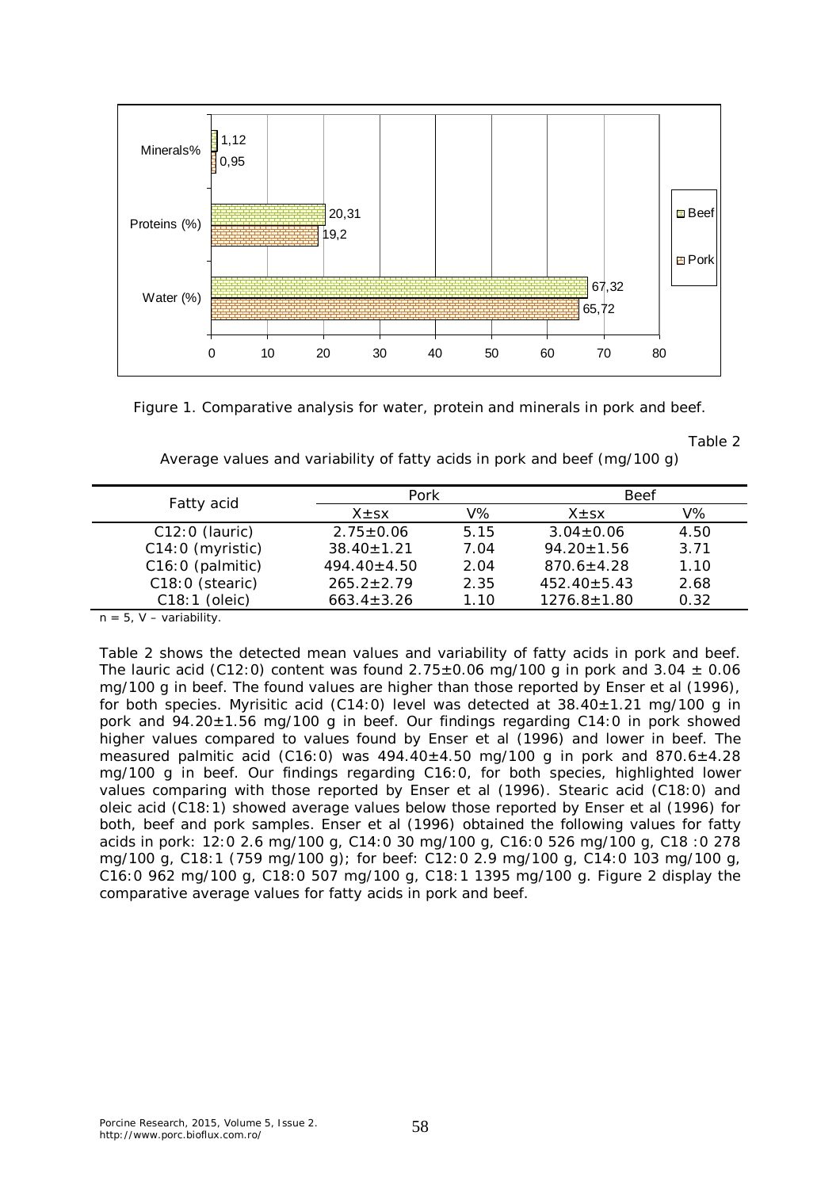Figure 1. Comparative analysis for water, protein and minerals in pork and beef.

Table 2

Average values and variability of fatty acids in pork and beef (mg/100 g)

| Fatty acid | Pork | | Beef | |
|---|---|---|---|---|
| | X±sx | V% | X±sx | V% |
| C12:0 (lauric) | 2.75±0.06 | 5.15 | 3.04±0.06 | 4.50 |
| C14:0 (myristic) | 38.40±1.21 | 7.04 | 94.20±1.56 | 3.71 |
| C16:0 (palmitic) | 494.40±4.50 | 2.04 | 870.6±4.28 | 1.10 |
| C18:0 (stearic) | 265.2±2.79 | 2.35 | 452.40±5.43 | 2.68 |
| C18:1 (oleic) | 663.4±3.26 | 1.10 | 1276.8±1.80 | 0.32 |

n = 5, V – variability.

Table 2 shows the detected mean values and variability of fatty acids in pork and beef. The lauric acid (C12:0) content was found 2.75±0.06 mg/100 g in pork and 3.04 ± 0.06 mg/100 g in beef. The found values are higher than those reported by Enser et al (1996), for both species. Myrisitic acid (C14:0) level was detected at 38.40±1.21 mg/100 g in pork and 94.20±1.56 mg/100 g in beef. Our findings regarding C14:0 in pork showed higher values compared to values found by Enser et al (1996) and lower in beef. The measured palmitic acid (C16:0) was 494.40±4.50 mg/100 g in pork and 870.6±4.28 mg/100 g in beef. Our findings regarding C16:0, for both species, highlighted lower values comparing with those reported by Enser et al (1996). Stearic acid (C18:0) and oleic acid (C18:1) showed average values below those reported by Enser et al (1996) for both, beef and pork samples. Enser et al (1996) obtained the following values for fatty acids in pork: 12:0 2.6 mg/100 g, C14:0 30 mg/100 g, C16:0 526 mg/100 g, C18 :0 278 mg/100 g, C18:1 (759 mg/100 g); for beef: C12:0 2.9 mg/100 g, C14:0 103 mg/100 g, C16:0 962 mg/100 g, C18:0 507 mg/100 g, C18:1 1395 mg/100 g. Figure 2 display the comparative average values for fatty acids in pork and beef.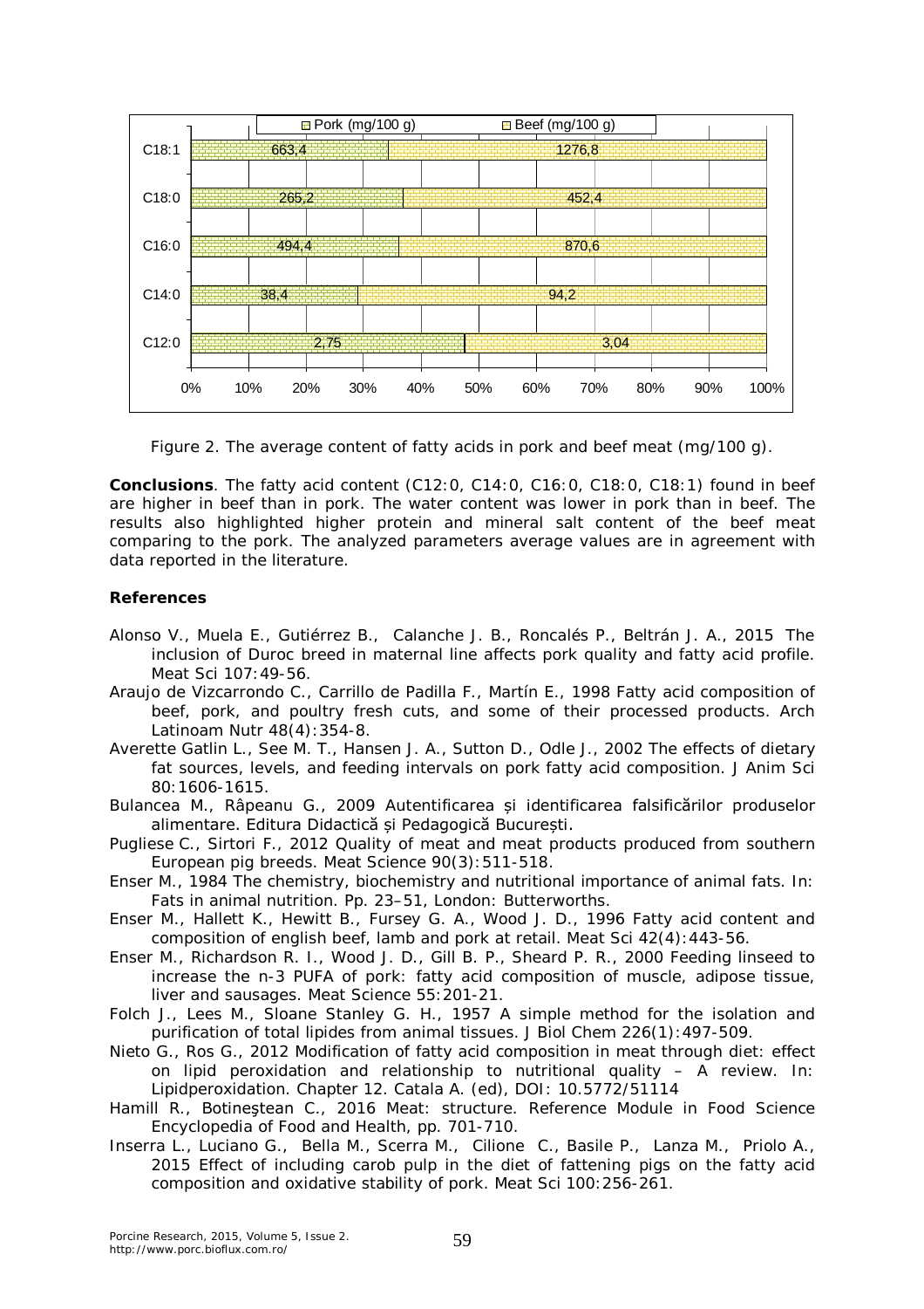| | Pork (mg/100 g) | Beef (mg/100 g) |
|---|---|---|
| C18:1 | 663,4 | 1276,8 |
| C18:0 | 265,2 | 452,4 |
| C16:0 | 494,4 | 870,6 |
| C14:0 | 38,4 | 94,2 |
| C12:0 | 2,75 | 3,04 |

Figure 2. The average content of fatty acids in pork and beef meat (mg/100 g).

**Conclusions**. The fatty acid content (C12:0, C14:0, C16:0, C18:0, C18:1) found in beef are higher in beef than in pork. The water content was lower in pork than in beef. The results also highlighted higher protein and mineral salt content of the beef meat comparing to the pork. The analyzed parameters average values are in agreement with data reported in the literature.

## References

Alonso V., Muela E., Gutiérrez B., Calanche J. B., Roncalés P., Beltrán J. A., 2015 The inclusion of Duroc breed in maternal line affects pork quality and fatty acid profile. Meat Sci 107:49-56.

Araujo de Vizcarrondo C., Carrillo de Padilla F., Martín E., 1998 Fatty acid composition of beef, pork, and poultry fresh cuts, and some of their processed products. Arch Latinoam Nutr 48(4):354-8.

Averette Gatlin L., See M. T., Hansen J. A., Sutton D., Odle J., 2002 The effects of dietary fat sources, levels, and feeding intervals on pork fatty acid composition. J Anim Sci 80:1606-1615.

Bulancea M., Râpeanu G., 2009 Autentificarea și identificarea falsificărilor produselor alimentare. Editura Didactică și Pedagogică București.

Pugliese C., Sirtori F., 2012 Quality of meat and meat products produced from southern European pig breeds. Meat Science 90(3):511-518.

Enser M., 1984 The chemistry, biochemistry and nutritional importance of animal fats. In: Fats in animal nutrition. Pp. 23–51, London: Butterworths.

Enser M., Hallett K., Hewitt B., Fursey G. A., Wood J. D., 1996 Fatty acid content and composition of english beef, lamb and pork at retail. Meat Sci 42(4):443-56.

Enser M., Richardson R. I., Wood J. D., Gill B. P., Sheard P. R., 2000 Feeding linseed to increase the n-3 PUFA of pork: fatty acid composition of muscle, adipose tissue, liver and sausages. Meat Science 55:201-21.

Folch J., Lees M., Sloane Stanley G. H., 1957 A simple method for the isolation and purification of total lipides from animal tissues. J Biol Chem 226(1):497-509.

Nieto G., Ros G., 2012 Modification of fatty acid composition in meat through diet: effect on lipid peroxidation and relationship to nutritional quality – A review. In: Lipidperoxidation. Chapter 12. Catala A. (ed), DOI: 10.5772/51114

Hamill R., Botineştean C., 2016 Meat: structure. Reference Module in Food Science Encyclopedia of Food and Health, pp. 701-710.

Inserra L., Luciano G., Bella M., Scerra M., Cilione C., Basile P., Lanza M., Priolo A., 2015 Effect of including carob pulp in the diet of fattening pigs on the fatty acid composition and oxidative stability of pork. Meat Sci 100:256-261.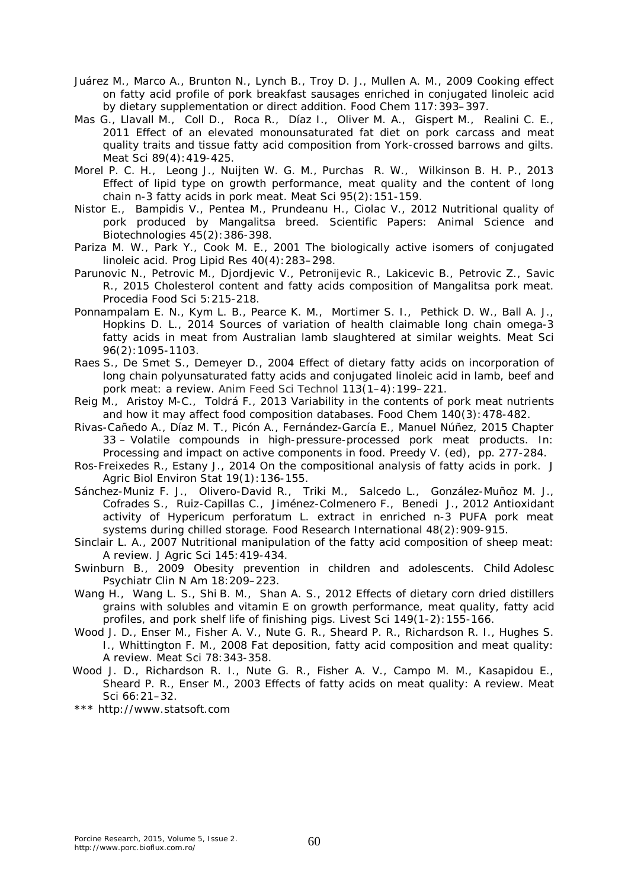Juárez M., Marco A., Brunton N., Lynch B., Troy D. J., Mullen A. M., 2009 Cooking effect on fatty acid profile of pork breakfast sausages enriched in conjugated linoleic acid by dietary supplementation or direct addition. Food Chem 117:393–397.

Mas G., Llavall M., Coll D., Roca R., Díaz I., Oliver M. A., Gispert M., Realini C. E., 2011 Effect of an elevated monounsaturated fat diet on pork carcass and meat quality traits and tissue fatty acid composition from York-crossed barrows and gilts. Meat Sci 89(4):419-425.

Morel P. C. H., Leong J., Nuijten W. G. M., Purchas R. W., Wilkinson B. H. P., 2013 Effect of lipid type on growth performance, meat quality and the content of long chain n-3 fatty acids in pork meat. Meat Sci 95(2):151-159.

Nistor E., Bampidis V., Pentea M., Prundeanu H., Ciolac V., 2012 Nutritional quality of pork produced by Mangalitsa breed. Scientific Papers: Animal Science and Biotechnologies 45(2):386-398.

Pariza M. W., Park Y., Cook M. E., 2001 The biologically active isomers of conjugated linoleic acid. Prog Lipid Res 40(4):283–298.

Parunovic N., Petrovic M., Djordjevic V., Petronijevic R., Lakicevic B., Petrovic Z., Savic R., 2015 Cholesterol content and fatty acids composition of Mangalitsa pork meat. Procedia Food Sci 5:215-218.

Ponnampalam E. N., Kym L. B., Pearce K. M., Mortimer S. I., Pethick D. W., Ball A. J., Hopkins D. L., 2014 Sources of variation of health claimable long chain omega-3 fatty acids in meat from Australian lamb slaughtered at similar weights. Meat Sci 96(2):1095-1103.

Raes S., De Smet S., Demeyer D., 2004 Effect of dietary fatty acids on incorporation of long chain polyunsaturated fatty acids and conjugated linoleic acid in lamb, beef and pork meat: a review. Anim Feed Sci Technol 113(1–4):199–221.

Reig M., Aristoy M-C., Toldrá F., 2013 Variability in the contents of pork meat nutrients and how it may affect food composition databases. Food Chem 140(3):478-482.

Rivas-Cañedo A., Díaz M. T., Picón A., Fernández-García E., Manuel Núñez, 2015 Chapter 33 – Volatile compounds in high-pressure-processed pork meat products. In: Processing and impact on active components in food. Preedy V. (ed), pp. 277-284.

Ros-Freixedes R., Estany J., 2014 On the compositional analysis of fatty acids in pork. J Agric Biol Environ Stat 19(1):136-155.

Sánchez-Muniz F. J., Olivero-David R., Triki M., Salcedo L., González-Muñoz M. J., Cofrades S., Ruiz-Capillas C., Jiménez-Colmenero F., Benedi J., 2012 Antioxidant activity of Hypericum perforatum L. extract in enriched n-3 PUFA pork meat systems during chilled storage. Food Research International 48(2):909-915.

Sinclair L. A., 2007 Nutritional manipulation of the fatty acid composition of sheep meat: A review. J Agric Sci 145:419-434.

Swinburn B., 2009 Obesity prevention in children and adolescents. Child Adolesc Psychiatr Clin N Am 18:209–223.

Wang H., Wang L. S., Shi B. M., Shan A. S., 2012 Effects of dietary corn dried distillers grains with solubles and vitamin E on growth performance, meat quality, fatty acid profiles, and pork shelf life of finishing pigs. Livest Sci 149(1-2):155-166.

Wood J. D., Enser M., Fisher A. V., Nute G. R., Sheard P. R., Richardson R. I., Hughes S. I., Whittington F. M., 2008 Fat deposition, fatty acid composition and meat quality: A review. Meat Sci 78:343-358.

Wood J. D., Richardson R. I., Nute G. R., Fisher A. V., Campo M. M., Kasapidou E., Sheard P. R., Enser M., 2003 Effects of fatty acids on meat quality: A review. Meat Sci 66:21–32.

*** http://www.statsoft.com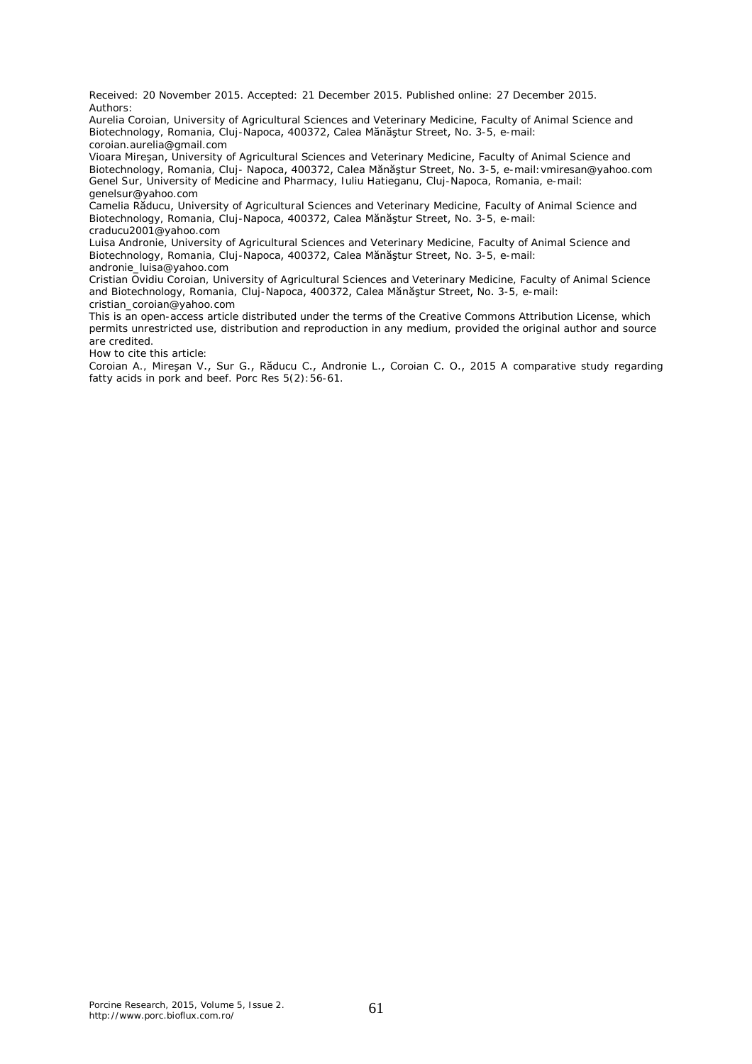Received: 20 November 2015. Accepted: 21 December 2015. Published online: 27 December 2015.

Authors:

Aurelia Coroian, University of Agricultural Sciences and Veterinary Medicine, Faculty of Animal Science and Biotechnology, Romania, Cluj-Napoca, 400372, Calea Mănăştur Street, No. 3-5, e-mail: coroian.aurelia@gmail.com

Vioara Mireşan, University of Agricultural Sciences and Veterinary Medicine, Faculty of Animal Science and Biotechnology, Romania, Cluj- Napoca, 400372, Calea Mănăştur Street, No. 3-5, e-mail: vmiresan@yahoo.com

Genel Sur, University of Medicine and Pharmacy, Iuliu Hatieganu, Cluj-Napoca, Romania, e-mail: genelsur@yahoo.com

Camelia Răducu, University of Agricultural Sciences and Veterinary Medicine, Faculty of Animal Science and Biotechnology, Romania, Cluj-Napoca, 400372, Calea Mănăştur Street, No. 3-5, e-mail: craducu2001@yahoo.com

Luisa Andronie, University of Agricultural Sciences and Veterinary Medicine, Faculty of Animal Science and Biotechnology, Romania, Cluj-Napoca, 400372, Calea Mănăştur Street, No. 3-5, e-mail: andronie_luisa@yahoo.com

Cristian Ovidiu Coroian, University of Agricultural Sciences and Veterinary Medicine, Faculty of Animal Science and Biotechnology, Romania, Cluj-Napoca, 400372, Calea Mănăştur Street, No. 3-5, e-mail: cristian_coroian@yahoo.com

This is an open-access article distributed under the terms of the Creative Commons Attribution License, which permits unrestricted use, distribution and reproduction in any medium, provided the original author and source are credited.

How to cite this article:

Coroian A., Mireşan V., Sur G., Răducu C., Andronie L., Coroian C. O., 2015 A comparative study regarding fatty acids in pork and beef. Porc Res 5(2):56-61.